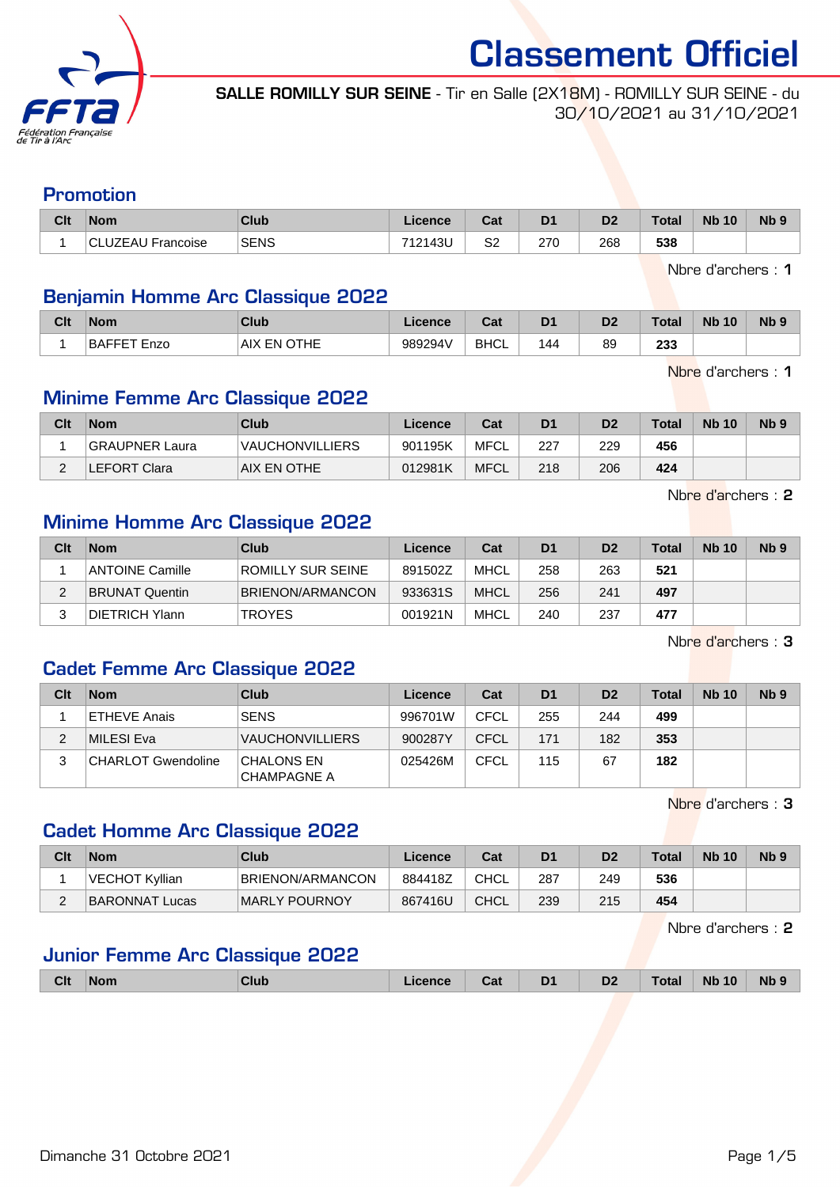# Classement Officiel

**SALLE ROMILLY SUR SEINE** - Tir en Salle (2X18M) - ROMILLY SUR SEINE - du 30/10/2021 au 31/10/2021

## Promotion

| Clt | Nom | Club | Licence | Cat | D1 | D2 | Total | Nb 10 | Nb 9 |
|---|---|---|---|---|---|---|---|---|---|
| 1 | CLUZEAU Francoise | SENS | 712143U | S2 | 270 | 268 | **538** | | |

Nbre d'archers : **1**

## Benjamin Homme Arc Classique 2022

| Clt | Nom | Club | Licence | Cat | D1 | D2 | Total | Nb 10 | Nb 9 |
|---|---|---|---|---|---|---|---|---|---|
| 1 | BAFFET Enzo | AIX EN OTHE | 989294V | BHCL | 144 | 89 | **233** | | |

Nbre d'archers : **1**

## Minime Femme Arc Classique 2022

| Clt | Nom | Club | Licence | Cat | D1 | D2 | Total | Nb 10 | Nb 9 |
|---|---|---|---|---|---|---|---|---|---|
| 1 | GRAUPNER Laura | VAUCHONVILLIERS | 901195K | MFCL | 227 | 229 | **456** | | |
| 2 | LEFORT Clara | AIX EN OTHE | 012981K | MFCL | 218 | 206 | **424** | | |

Nbre d'archers : **2**

## Minime Homme Arc Classique 2022

| Clt | Nom | Club | Licence | Cat | D1 | D2 | Total | Nb 10 | Nb 9 |
|---|---|---|---|---|---|---|---|---|---|
| 1 | ANTOINE Camille | ROMILLY SUR SEINE | 891502Z | MHCL | 258 | 263 | **521** | | |
| 2 | BRUNAT Quentin | BRIENON/ARMANCON | 933631S | MHCL | 256 | 241 | **497** | | |
| 3 | DIETRICH Ylann | TROYES | 001921N | MHCL | 240 | 237 | **477** | | |

Nbre d'archers : **3**

## Cadet Femme Arc Classique 2022

| Clt | Nom | Club | Licence | Cat | D1 | D2 | Total | Nb 10 | Nb 9 |
|---|---|---|---|---|---|---|---|---|---|
| 1 | ETHEVE Anais | SENS | 996701W | CFCL | 255 | 244 | **499** | | |
| 2 | MILESI Eva | VAUCHONVILLIERS | 900287Y | CFCL | 171 | 182 | **353** | | |
| 3 | CHARLOT Gwendoline | CHALONS EN CHAMPAGNE A | 025426M | CFCL | 115 | 67 | **182** | | |

Nbre d'archers : **3**

## Cadet Homme Arc Classique 2022

| Clt | Nom | Club | Licence | Cat | D1 | D2 | Total | Nb 10 | Nb 9 |
|---|---|---|---|---|---|---|---|---|---|
| 1 | VECHOT Kyllian | BRIENON/ARMANCON | 884418Z | CHCL | 287 | 249 | **536** | | |
| 2 | BARONNAT Lucas | MARLY POURNOY | 867416U | CHCL | 239 | 215 | **454** | | |

Nbre d'archers : **2**

## Junior Femme Arc Classique 2022

| Clt | Nom | Club | Licence | Cat | D1 | D2 | Total | Nb 10 | Nb 9 |
|---|---|---|---|---|---|---|---|---|---|

Dimanche 31 Octobre 2021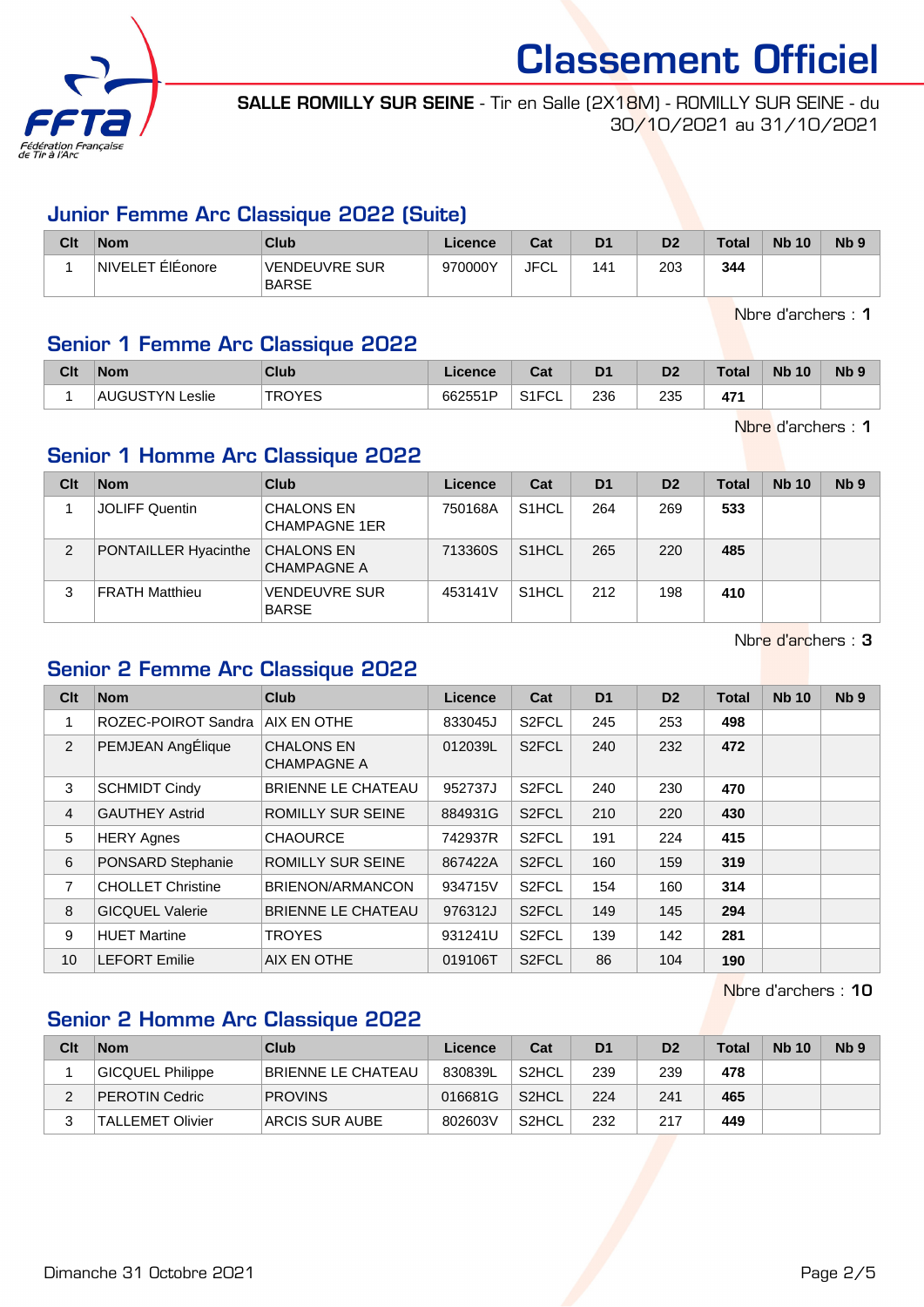# Classement Officiel

**SALLE ROMILLY SUR SEINE** - Tir en Salle (2X18M) - ROMILLY SUR SEINE - du 30/10/2021 au 31/10/2021

## Junior Femme Arc Classique 2022 (Suite)

| Clt | Nom | Club | Licence | Cat | D1 | D2 | Total | Nb 10 | Nb 9 |
|---|---|---|---|---|---|---|---|---|---|
| 1 | NIVELET ÉlÉonore | VENDEUVRE SUR BARSE | 970000Y | JFCL | 141 | 203 | **344** | | |

Nbre d'archers : **1**

## Senior 1 Femme Arc Classique 2022

| Clt | Nom | Club | Licence | Cat | D1 | D2 | Total | Nb 10 | Nb 9 |
|---|---|---|---|---|---|---|---|---|---|
| 1 | AUGUSTYN Leslie | TROYES | 662551P | S1FCL | 236 | 235 | **471** | | |

Nbre d'archers : **1**

## Senior 1 Homme Arc Classique 2022

| Clt | Nom | Club | Licence | Cat | D1 | D2 | Total | Nb 10 | Nb 9 |
|---|---|---|---|---|---|---|---|---|---|
| 1 | JOLIFF Quentin | CHALONS EN CHAMPAGNE 1ER | 750168A | S1HCL | 264 | 269 | **533** | | |
| 2 | PONTAILLER Hyacinthe | CHALONS EN CHAMPAGNE A | 713360S | S1HCL | 265 | 220 | **485** | | |
| 3 | FRATH Matthieu | VENDEUVRE SUR BARSE | 453141V | S1HCL | 212 | 198 | **410** | | |

Nbre d'archers : **3**

## Senior 2 Femme Arc Classique 2022

| Clt | Nom | Club | Licence | Cat | D1 | D2 | Total | Nb 10 | Nb 9 |
|---|---|---|---|---|---|---|---|---|---|
| 1 | ROZEC-POIROT Sandra | AIX EN OTHE | 833045J | S2FCL | 245 | 253 | **498** | | |
| 2 | PEMJEAN AngÉlique | CHALONS EN CHAMPAGNE A | 012039L | S2FCL | 240 | 232 | **472** | | |
| 3 | SCHMIDT Cindy | BRIENNE LE CHATEAU | 952737J | S2FCL | 240 | 230 | **470** | | |
| 4 | GAUTHEY Astrid | ROMILLY SUR SEINE | 884931G | S2FCL | 210 | 220 | **430** | | |
| 5 | HERY Agnes | CHAOURCE | 742937R | S2FCL | 191 | 224 | **415** | | |
| 6 | PONSARD Stephanie | ROMILLY SUR SEINE | 867422A | S2FCL | 160 | 159 | **319** | | |
| 7 | CHOLLET Christine | BRIENON/ARMANCON | 934715V | S2FCL | 154 | 160 | **314** | | |
| 8 | GICQUEL Valerie | BRIENNE LE CHATEAU | 976312J | S2FCL | 149 | 145 | **294** | | |
| 9 | HUET Martine | TROYES | 931241U | S2FCL | 139 | 142 | **281** | | |
| 10 | LEFORT Emilie | AIX EN OTHE | 019106T | S2FCL | 86 | 104 | **190** | | |

Nbre d'archers : **10**

## Senior 2 Homme Arc Classique 2022

| Clt | Nom | Club | Licence | Cat | D1 | D2 | Total | Nb 10 | Nb 9 |
|---|---|---|---|---|---|---|---|---|---|
| 1 | GICQUEL Philippe | BRIENNE LE CHATEAU | 830839L | S2HCL | 239 | 239 | **478** | | |
| 2 | PEROTIN Cedric | PROVINS | 016681G | S2HCL | 224 | 241 | **465** | | |
| 3 | TALLEMET Olivier | ARCIS SUR AUBE | 802603V | S2HCL | 232 | 217 | **449** | | |

Dimanche 31 Octobre 2021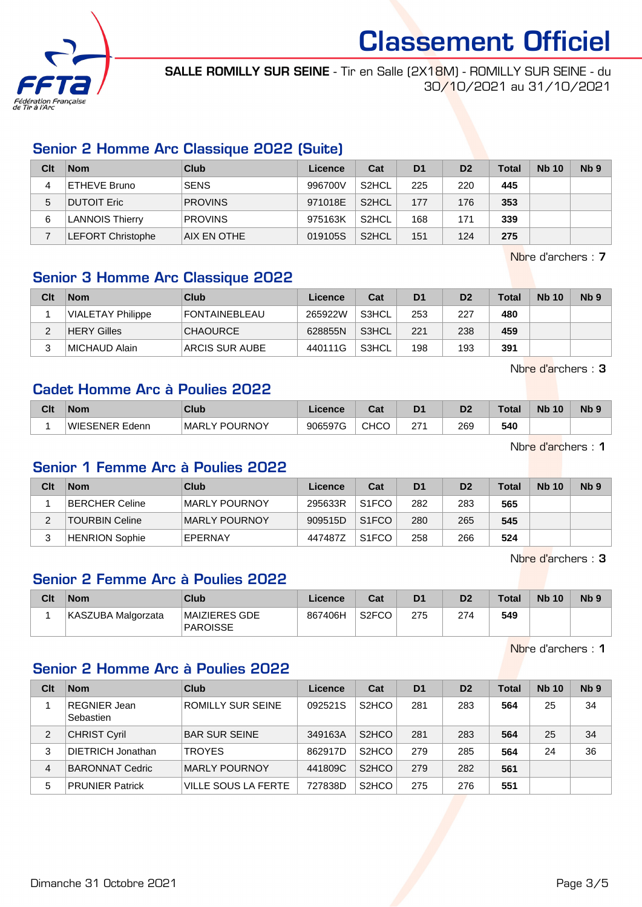# Classement Officiel

**SALLE ROMILLY SUR SEINE** - Tir en Salle (2X18M) - ROMILLY SUR SEINE - du 30/10/2021 au 31/10/2021

## Senior 2 Homme Arc Classique 2022 (Suite)

| Clt | Nom | Club | Licence | Cat | D1 | D2 | Total | Nb 10 | Nb 9 |
|---|---|---|---|---|---|---|---|---|---|
| 4 | ETHEVE Bruno | SENS | 996700V | S2HCL | 225 | 220 | **445** | | |
| 5 | DUTOIT Eric | PROVINS | 971018E | S2HCL | 177 | 176 | **353** | | |
| 6 | LANNOIS Thierry | PROVINS | 975163K | S2HCL | 168 | 171 | **339** | | |
| 7 | LEFORT Christophe | AIX EN OTHE | 019105S | S2HCL | 151 | 124 | **275** | | |

Nbre d'archers : **7**

## Senior 3 Homme Arc Classique 2022

| Clt | Nom | Club | Licence | Cat | D1 | D2 | Total | Nb 10 | Nb 9 |
|---|---|---|---|---|---|---|---|---|---|
| 1 | VIALETAY Philippe | FONTAINEBLEAU | 265922W | S3HCL | 253 | 227 | **480** | | |
| 2 | HERY Gilles | CHAOURCE | 628855N | S3HCL | 221 | 238 | **459** | | |
| 3 | MICHAUD Alain | ARCIS SUR AUBE | 440111G | S3HCL | 198 | 193 | **391** | | |

Nbre d'archers : **3**

## Cadet Homme Arc à Poulies 2022

| Clt | Nom | Club | Licence | Cat | D1 | D2 | Total | Nb 10 | Nb 9 |
|---|---|---|---|---|---|---|---|---|---|
| 1 | WIESENER Edenn | MARLY POURNOY | 906597G | CHCO | 271 | 269 | **540** | | |

Nbre d'archers : **1**

## Senior 1 Femme Arc à Poulies 2022

| Clt | Nom | Club | Licence | Cat | D1 | D2 | Total | Nb 10 | Nb 9 |
|---|---|---|---|---|---|---|---|---|---|
| 1 | BERCHER Celine | MARLY POURNOY | 295633R | S1FCO | 282 | 283 | **565** | | |
| 2 | TOURBIN Celine | MARLY POURNOY | 909515D | S1FCO | 280 | 265 | **545** | | |
| 3 | HENRION Sophie | EPERNAY | 447487Z | S1FCO | 258 | 266 | **524** | | |

Nbre d'archers : **3**

## Senior 2 Femme Arc à Poulies 2022

| Clt | Nom | Club | Licence | Cat | D1 | D2 | Total | Nb 10 | Nb 9 |
|---|---|---|---|---|---|---|---|---|---|
| 1 | KASZUBA Malgorzata | MAIZIERES GDE PAROISSE | 867406H | S2FCO | 275 | 274 | **549** | | |

Nbre d'archers : **1**

## Senior 2 Homme Arc à Poulies 2022

| Clt | Nom | Club | Licence | Cat | D1 | D2 | Total | Nb 10 | Nb 9 |
|---|---|---|---|---|---|---|---|---|---|
| 1 | REGNIER Jean Sebastien | ROMILLY SUR SEINE | 092521S | S2HCO | 281 | 283 | **564** | 25 | 34 |
| 2 | CHRIST Cyril | BAR SUR SEINE | 349163A | S2HCO | 281 | 283 | **564** | 25 | 34 |
| 3 | DIETRICH Jonathan | TROYES | 862917D | S2HCO | 279 | 285 | **564** | 24 | 36 |
| 4 | BARONNAT Cedric | MARLY POURNOY | 441809C | S2HCO | 279 | 282 | **561** | | |
| 5 | PRUNIER Patrick | VILLE SOUS LA FERTE | 727838D | S2HCO | 275 | 276 | **551** | | |

Dimanche 31 Octobre 2021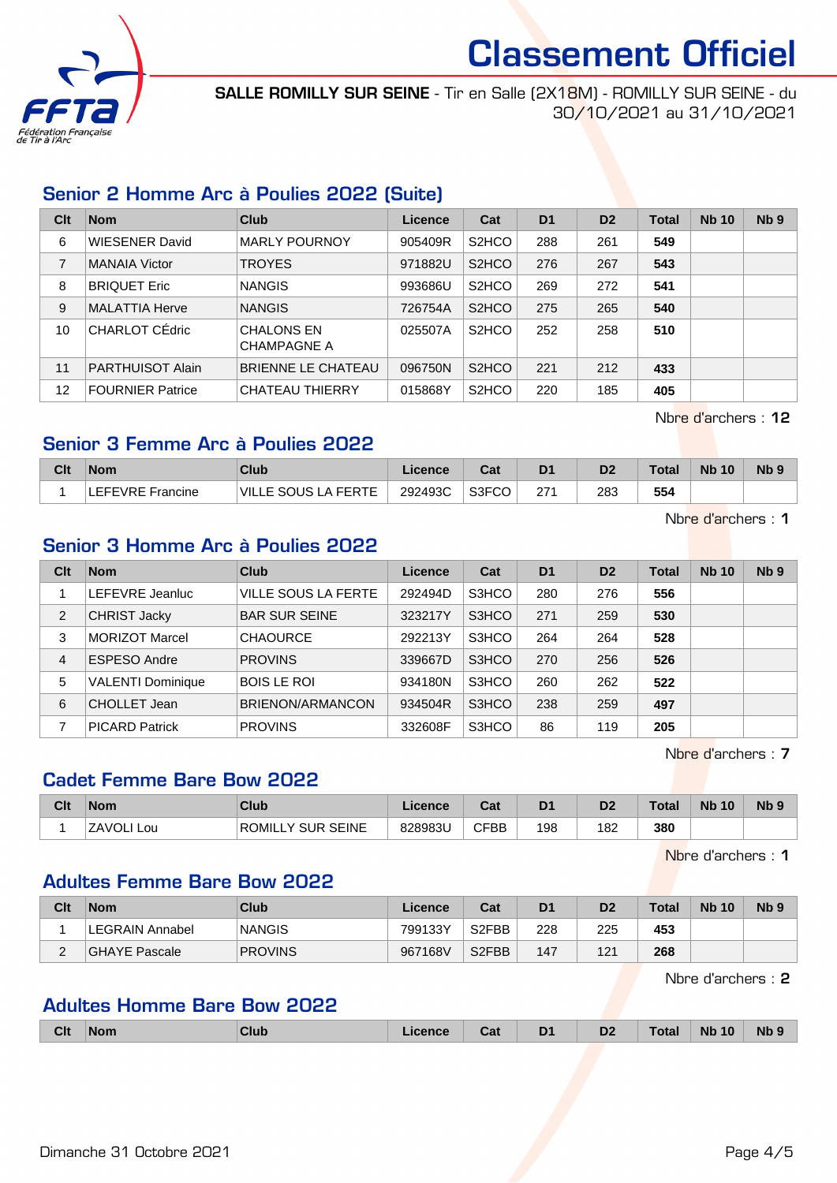# Classement Officiel

**SALLE ROMILLY SUR SEINE** - Tir en Salle (2X18M) - ROMILLY SUR SEINE - du 30/10/2021 au 31/10/2021

## Senior 2 Homme Arc à Poulies 2022 (Suite)

| Clt | Nom | Club | Licence | Cat | D1 | D2 | Total | Nb 10 | Nb 9 |
|---|---|---|---|---|---|---|---|---|---|
| 6 | WIESENER David | MARLY POURNOY | 905409R | S2HCO | 288 | 261 | **549** | | |
| 7 | MANAIA Victor | TROYES | 971882U | S2HCO | 276 | 267 | **543** | | |
| 8 | BRIQUET Eric | NANGIS | 993686U | S2HCO | 269 | 272 | **541** | | |
| 9 | MALATTIA Herve | NANGIS | 726754A | S2HCO | 275 | 265 | **540** | | |
| 10 | CHARLOT CÉdric | CHALONS EN CHAMPAGNE A | 025507A | S2HCO | 252 | 258 | **510** | | |
| 11 | PARTHUISOT Alain | BRIENNE LE CHATEAU | 096750N | S2HCO | 221 | 212 | **433** | | |
| 12 | FOURNIER Patrice | CHATEAU THIERRY | 015868Y | S2HCO | 220 | 185 | **405** | | |

Nbre d'archers : **12**

## Senior 3 Femme Arc à Poulies 2022

| Clt | Nom | Club | Licence | Cat | D1 | D2 | Total | Nb 10 | Nb 9 |
|---|---|---|---|---|---|---|---|---|---|
| 1 | LEFEVRE Francine | VILLE SOUS LA FERTE | 292493C | S3FCO | 271 | 283 | **554** | | |

Nbre d'archers : **1**

## Senior 3 Homme Arc à Poulies 2022

| Clt | Nom | Club | Licence | Cat | D1 | D2 | Total | Nb 10 | Nb 9 |
|---|---|---|---|---|---|---|---|---|---|
| 1 | LEFEVRE Jeanluc | VILLE SOUS LA FERTE | 292494D | S3HCO | 280 | 276 | **556** | | |
| 2 | CHRIST Jacky | BAR SUR SEINE | 323217Y | S3HCO | 271 | 259 | **530** | | |
| 3 | MORIZOT Marcel | CHAOURCE | 292213Y | S3HCO | 264 | 264 | **528** | | |
| 4 | ESPESO Andre | PROVINS | 339667D | S3HCO | 270 | 256 | **526** | | |
| 5 | VALENTI Dominique | BOIS LE ROI | 934180N | S3HCO | 260 | 262 | **522** | | |
| 6 | CHOLLET Jean | BRIENON/ARMANCON | 934504R | S3HCO | 238 | 259 | **497** | | |
| 7 | PICARD Patrick | PROVINS | 332608F | S3HCO | 86 | 119 | **205** | | |

Nbre d'archers : **7**

## Cadet Femme Bare Bow 2022

| Clt | Nom | Club | Licence | Cat | D1 | D2 | Total | Nb 10 | Nb 9 |
|---|---|---|---|---|---|---|---|---|---|
| 1 | ZAVOLI Lou | ROMILLY SUR SEINE | 828983U | CFBB | 198 | 182 | **380** | | |

Nbre d'archers : **1**

## Adultes Femme Bare Bow 2022

| Clt | Nom | Club | Licence | Cat | D1 | D2 | Total | Nb 10 | Nb 9 |
|---|---|---|---|---|---|---|---|---|---|
| 1 | LEGRAIN Annabel | NANGIS | 799133Y | S2FBB | 228 | 225 | **453** | | |
| 2 | GHAYE Pascale | PROVINS | 967168V | S2FBB | 147 | 121 | **268** | | |

Nbre d'archers : **2**

## Adultes Homme Bare Bow 2022

| Clt | Nom | Club | Licence | Cat | D1 | D2 | Total | Nb 10 | Nb 9 |
|---|---|---|---|---|---|---|---|---|---|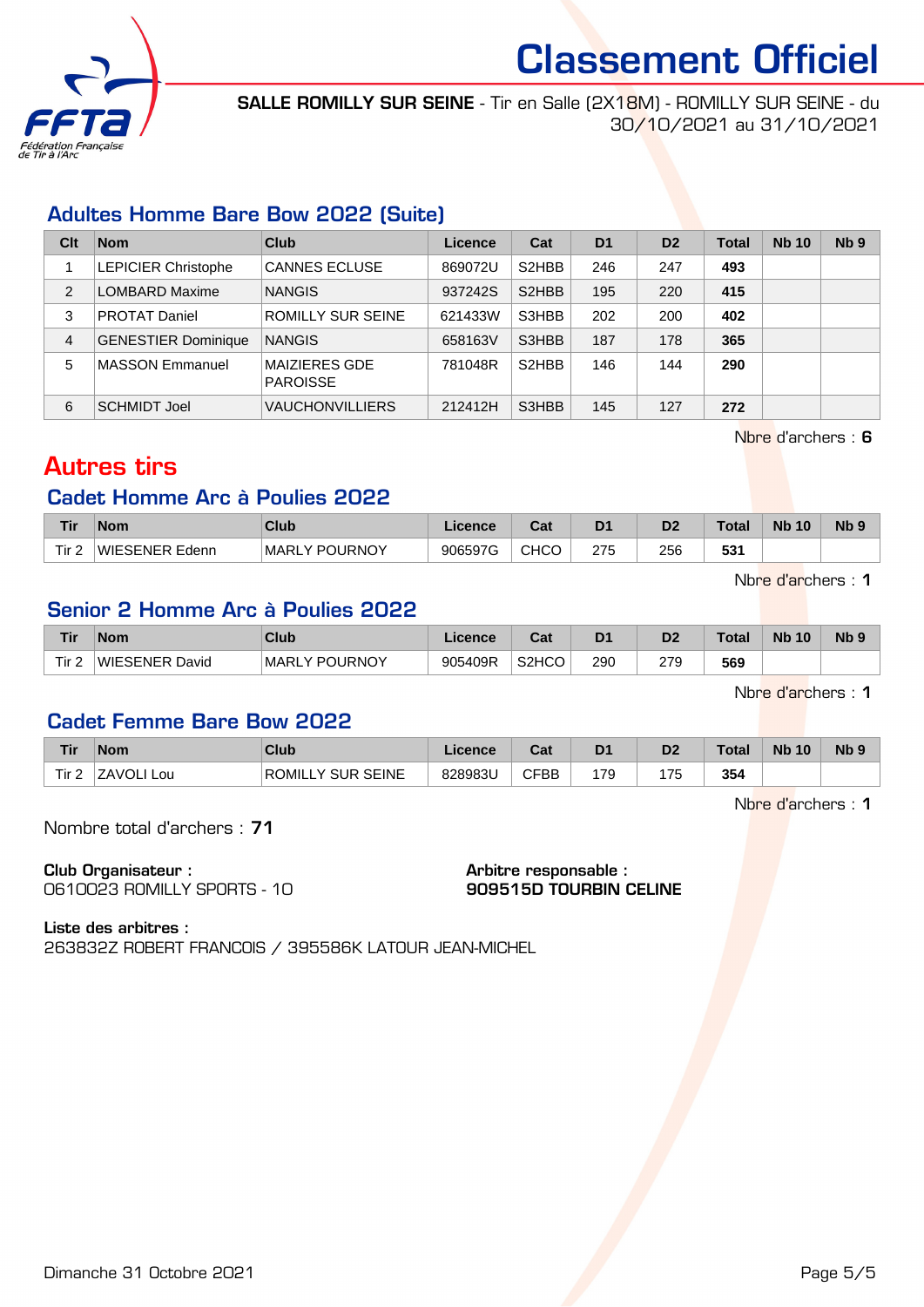# Classement Officiel

**SALLE ROMILLY SUR SEINE** - Tir en Salle (2X18M) - ROMILLY SUR SEINE - du 30/10/2021 au 31/10/2021

## Adultes Homme Bare Bow 2022 (Suite)

| Clt | Nom | Club | Licence | Cat | D1 | D2 | Total | Nb 10 | Nb 9 |
|---|---|---|---|---|---|---|---|---|---|
| 1 | LEPICIER Christophe | CANNES ECLUSE | 869072U | S2HBB | 246 | 247 | **493** | | |
| 2 | LOMBARD Maxime | NANGIS | 937242S | S2HBB | 195 | 220 | **415** | | |
| 3 | PROTAT Daniel | ROMILLY SUR SEINE | 621433W | S3HBB | 202 | 200 | **402** | | |
| 4 | GENESTIER Dominique | NANGIS | 658163V | S3HBB | 187 | 178 | **365** | | |
| 5 | MASSON Emmanuel | MAIZIERES GDE PAROISSE | 781048R | S2HBB | 146 | 144 | **290** | | |
| 6 | SCHMIDT Joel | VAUCHONVILLIERS | 212412H | S3HBB | 145 | 127 | **272** | | |

Nbre d'archers : **6**

# Autres tirs

## Cadet Homme Arc à Poulies 2022

| Tir | Nom | Club | Licence | Cat | D1 | D2 | Total | Nb 10 | Nb 9 |
|---|---|---|---|---|---|---|---|---|---|
| Tir 2 | WIESENER Edenn | MARLY POURNOY | 906597G | CHCO | 275 | 256 | **531** | | |

Nbre d'archers : **1**

## Senior 2 Homme Arc à Poulies 2022

| Tir | Nom | Club | Licence | Cat | D1 | D2 | Total | Nb 10 | Nb 9 |
|---|---|---|---|---|---|---|---|---|---|
| Tir 2 | WIESENER David | MARLY POURNOY | 905409R | S2HCO | 290 | 279 | **569** | | |

Nbre d'archers : **1**

## Cadet Femme Bare Bow 2022

| Tir | Nom | Club | Licence | Cat | D1 | D2 | Total | Nb 10 | Nb 9 |
|---|---|---|---|---|---|---|---|---|---|
| Tir 2 | ZAVOLI Lou | ROMILLY SUR SEINE | 828983U | CFBB | 179 | 175 | **354** | | |

Nbre d'archers : **1**

Nombre total d'archers : **71**

**Club Organisateur :**
0610023 ROMILLY SPORTS - 10

**Arbitre responsable :**
**909515D TOURBIN CELINE**

**Liste des arbitres :**
263832Z ROBERT FRANCOIS / 395586K LATOUR JEAN-MICHEL

Dimanche 31 Octobre 2021